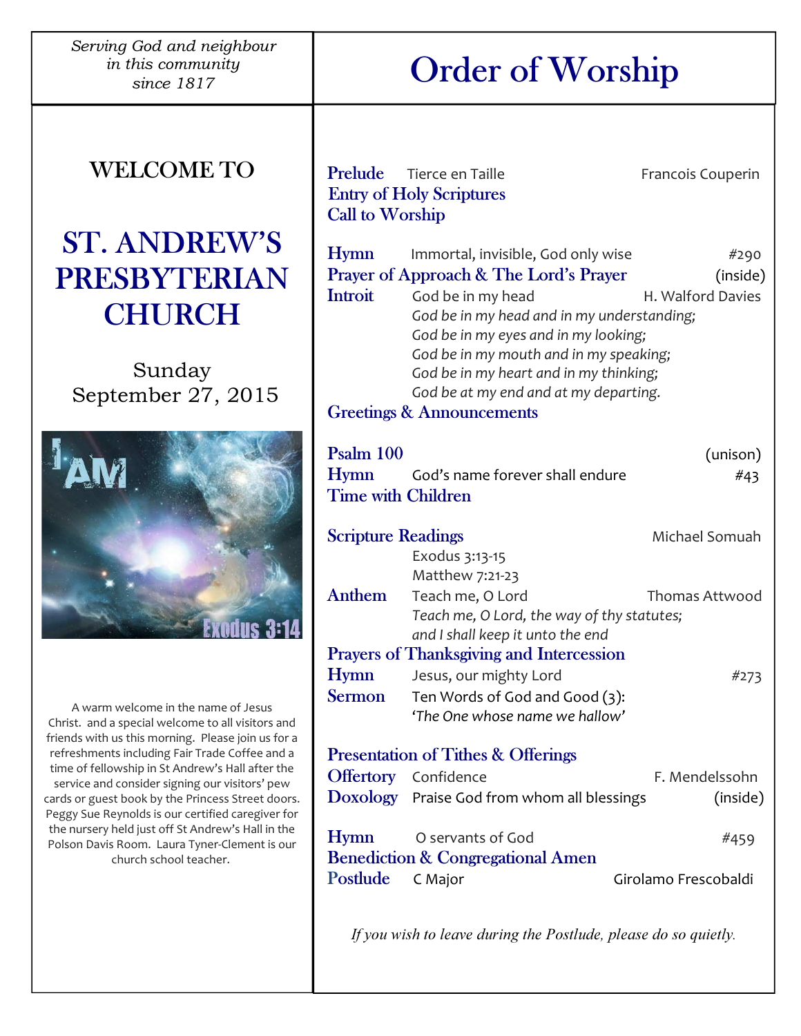*Serving God and neighbour in this community since 1817*

# WELCOME TO

# ST. ANDREW'S PRESBYTERIAN CHURCH

Sunday
September 27, 2015

A warm welcome in the name of Jesus Christ. and a special welcome to all visitors and friends with us this morning. Please join us for a refreshments including Fair Trade Coffee and a time of fellowship in St Andrew's Hall after the service and consider signing our visitors' pew cards or guest book by the Princess Street doors. Peggy Sue Reynolds is our certified caregiver for the nursery held just off St Andrew's Hall in the Polson Davis Room. Laura Tyner-Clement is our church school teacher.

# Order of Worship

**Prelude** Tierce en Taille — Francois Couperin
**Entry of Holy Scriptures**
**Call to Worship**

**Hymn** Immortal, invisible, God only wise — #290
**Prayer of Approach & The Lord's Prayer** — (inside)
**Introit** God be in my head — H. Walford Davies

*God be in my head and in my understanding;*
*God be in my eyes and in my looking;*
*God be in my mouth and in my speaking;*
*God be in my heart and in my thinking;*
*God be at my end and at my departing.*

**Greetings & Announcements**

**Psalm 100** — (unison)
**Hymn** God's name forever shall endure — #43
**Time with Children**

**Scripture Readings** — Michael Somuah
Exodus 3:13-15
Matthew 7:21-23

**Anthem** Teach me, O Lord — Thomas Attwood

*Teach me, O Lord, the way of thy statutes;*
*and I shall keep it unto the end*

**Prayers of Thanksgiving and Intercession**
**Hymn** Jesus, our mighty Lord — #273
**Sermon** Ten Words of God and Good (3): *'The One whose name we hallow'*

**Presentation of Tithes & Offerings**
**Offertory** Confidence — F. Mendelssohn
**Doxology** Praise God from whom all blessings — (inside)

**Hymn** O servants of God — #459
**Benediction & Congregational Amen**
**Postlude** C Major — Girolamo Frescobaldi

*If you wish to leave during the Postlude, please do so quietly.*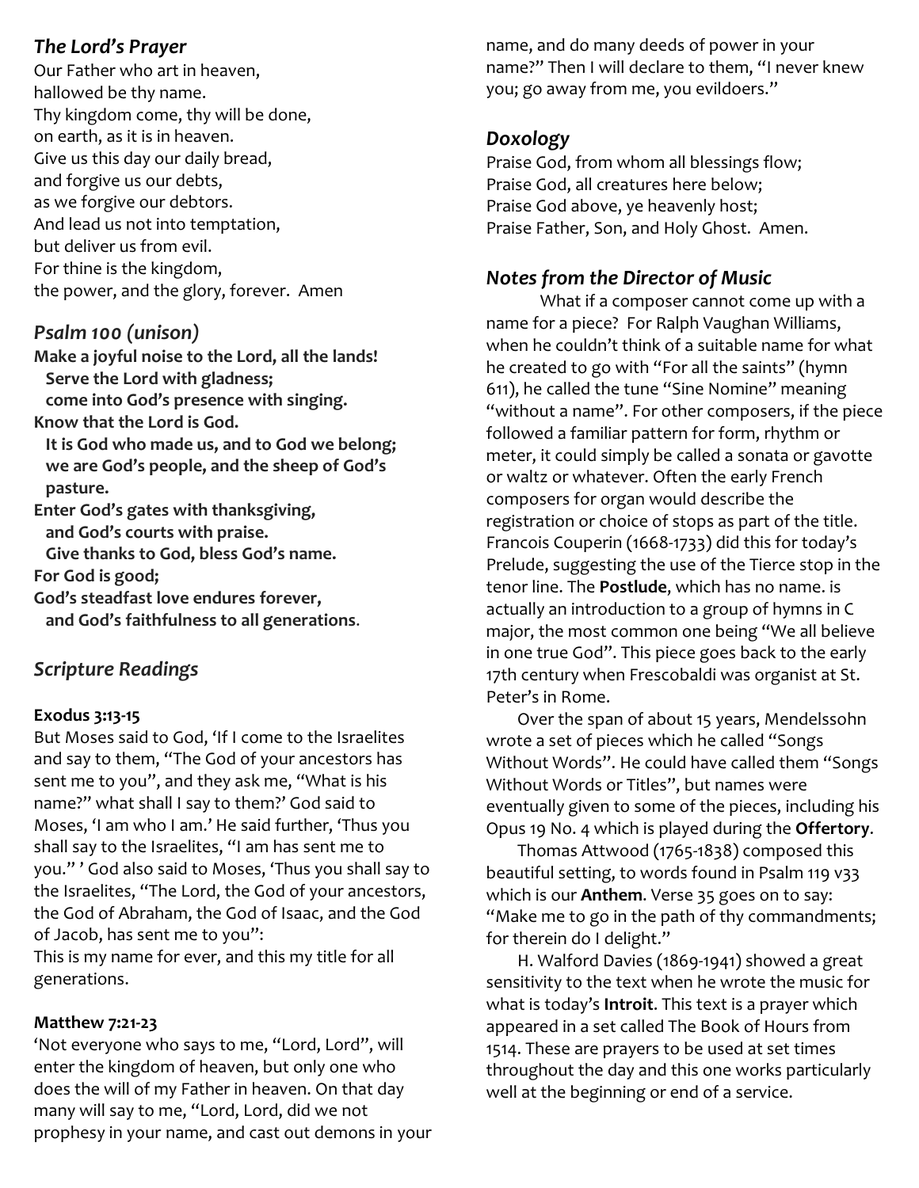## *The Lord's Prayer*

Our Father who art in heaven,
hallowed be thy name.
Thy kingdom come, thy will be done,
on earth, as it is in heaven.
Give us this day our daily bread,
and forgive us our debts,
as we forgive our debtors.
And lead us not into temptation,
but deliver us from evil.
For thine is the kingdom,
the power, and the glory, forever. Amen

## *Psalm 100 (unison)*

**Make a joyful noise to the Lord, all the lands!**
**Serve the Lord with gladness;**
**come into God's presence with singing.**
**Know that the Lord is God.**
**It is God who made us, and to God we belong;**
**we are God's people, and the sheep of God's pasture.**
**Enter God's gates with thanksgiving,**
**and God's courts with praise.**
**Give thanks to God, bless God's name.**
**For God is good;**
**God's steadfast love endures forever,**
**and God's faithfulness to all generations**.

## *Scripture Readings*

**Exodus 3:13-15**

But Moses said to God, 'If I come to the Israelites and say to them, "The God of your ancestors has sent me to you", and they ask me, "What is his name?" what shall I say to them?' God said to Moses, 'I am who I am.' He said further, 'Thus you shall say to the Israelites, "I am has sent me to you." ' God also said to Moses, 'Thus you shall say to the Israelites, "The Lord, the God of your ancestors, the God of Abraham, the God of Isaac, and the God of Jacob, has sent me to you":
This is my name for ever, and this my title for all generations.

**Matthew 7:21-23**

'Not everyone who says to me, "Lord, Lord", will enter the kingdom of heaven, but only one who does the will of my Father in heaven. On that day many will say to me, "Lord, Lord, did we not prophesy in your name, and cast out demons in your name, and do many deeds of power in your name?" Then I will declare to them, "I never knew you; go away from me, you evildoers."

## *Doxology*

Praise God, from whom all blessings flow;
Praise God, all creatures here below;
Praise God above, ye heavenly host;
Praise Father, Son, and Holy Ghost. Amen.

## *Notes from the Director of Music*

What if a composer cannot come up with a name for a piece? For Ralph Vaughan Williams, when he couldn't think of a suitable name for what he created to go with "For all the saints" (hymn 611), he called the tune "Sine Nomine" meaning "without a name". For other composers, if the piece followed a familiar pattern for form, rhythm or meter, it could simply be called a sonata or gavotte or waltz or whatever. Often the early French composers for organ would describe the registration or choice of stops as part of the title. Francois Couperin (1668-1733) did this for today's Prelude, suggesting the use of the Tierce stop in the tenor line. The **Postlude**, which has no name. is actually an introduction to a group of hymns in C major, the most common one being "We all believe in one true God". This piece goes back to the early 17th century when Frescobaldi was organist at St. Peter's in Rome.

Over the span of about 15 years, Mendelssohn wrote a set of pieces which he called "Songs Without Words". He could have called them "Songs Without Words or Titles", but names were eventually given to some of the pieces, including his Opus 19 No. 4 which is played during the **Offertory**.

Thomas Attwood (1765-1838) composed this beautiful setting, to words found in Psalm 119 v33 which is our **Anthem**. Verse 35 goes on to say: "Make me to go in the path of thy commandments; for therein do I delight."

H. Walford Davies (1869-1941) showed a great sensitivity to the text when he wrote the music for what is today's **Introit**. This text is a prayer which appeared in a set called The Book of Hours from 1514. These are prayers to be used at set times throughout the day and this one works particularly well at the beginning or end of a service.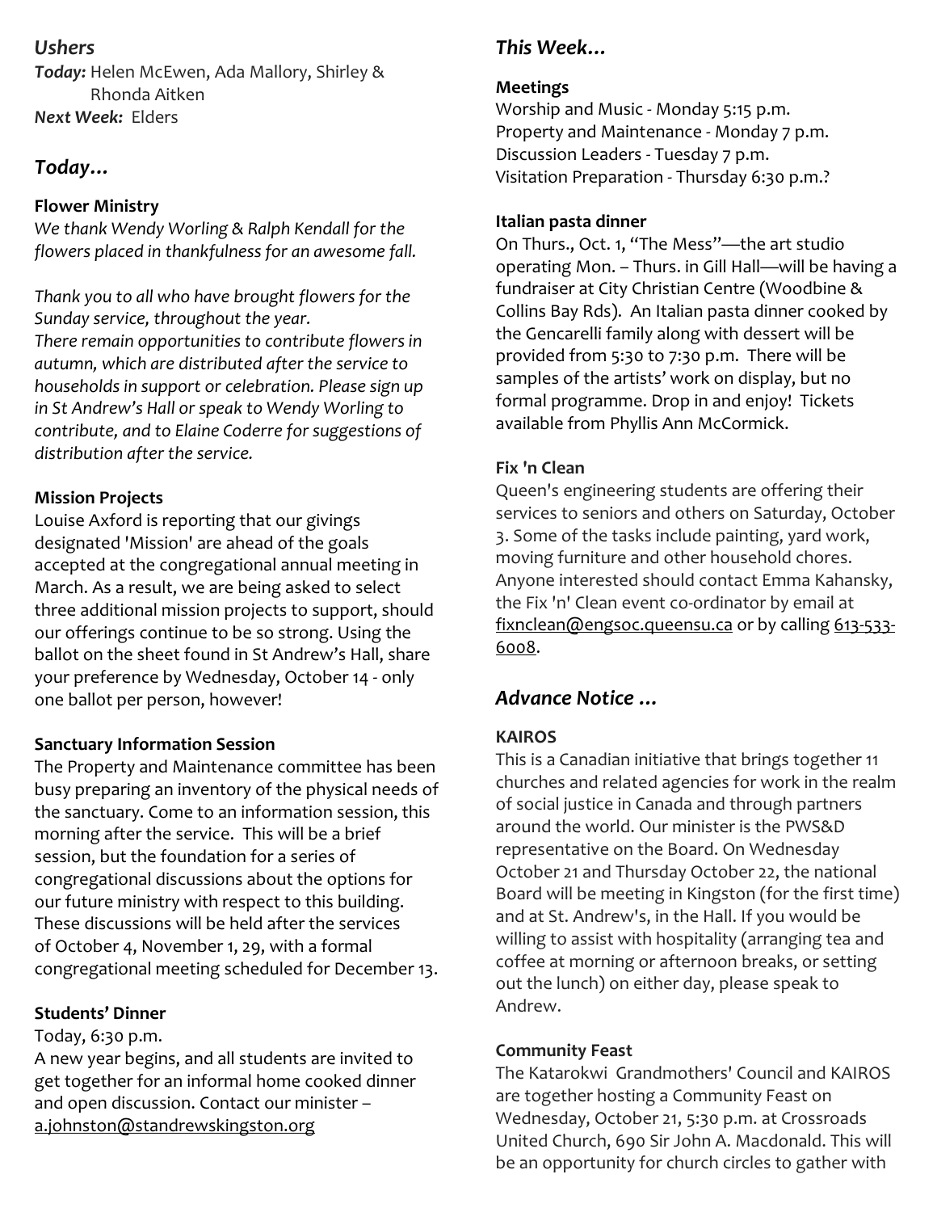## *Ushers*

***Today:*** Helen McEwen, Ada Mallory, Shirley & Rhonda Aitken
***Next Week:*** Elders

## *Today…*

### Flower Ministry

*We thank Wendy Worling & Ralph Kendall for the flowers placed in thankfulness for an awesome fall.*

*Thank you to all who have brought flowers for the Sunday service, throughout the year.*
*There remain opportunities to contribute flowers in autumn, which are distributed after the service to households in support or celebration. Please sign up in St Andrew's Hall or speak to Wendy Worling to contribute, and to Elaine Coderre for suggestions of distribution after the service.*

### Mission Projects

Louise Axford is reporting that our givings designated 'Mission' are ahead of the goals accepted at the congregational annual meeting in March. As a result, we are being asked to select three additional mission projects to support, should our offerings continue to be so strong. Using the ballot on the sheet found in St Andrew's Hall, share your preference by Wednesday, October 14 - only one ballot per person, however!

### Sanctuary Information Session

The Property and Maintenance committee has been busy preparing an inventory of the physical needs of the sanctuary. Come to an information session, this morning after the service. This will be a brief session, but the foundation for a series of congregational discussions about the options for our future ministry with respect to this building. These discussions will be held after the services of October 4, November 1, 29, with a formal congregational meeting scheduled for December 13.

### Students' Dinner

Today, 6:30 p.m.
A new year begins, and all students are invited to get together for an informal home cooked dinner and open discussion. Contact our minister – a.johnston@standrewskingston.org

## *This Week…*

### Meetings

Worship and Music - Monday 5:15 p.m.
Property and Maintenance - Monday 7 p.m.
Discussion Leaders - Tuesday 7 p.m.
Visitation Preparation - Thursday 6:30 p.m.?

### Italian pasta dinner

On Thurs., Oct. 1, "The Mess"—the art studio operating Mon. – Thurs. in Gill Hall—will be having a fundraiser at City Christian Centre (Woodbine & Collins Bay Rds). An Italian pasta dinner cooked by the Gencarelli family along with dessert will be provided from 5:30 to 7:30 p.m. There will be samples of the artists' work on display, but no formal programme. Drop in and enjoy! Tickets available from Phyllis Ann McCormick.

### Fix 'n Clean

Queen's engineering students are offering their services to seniors and others on Saturday, October 3. Some of the tasks include painting, yard work, moving furniture and other household chores. Anyone interested should contact Emma Kahansky, the Fix 'n' Clean event co-ordinator by email at fixnclean@engsoc.queensu.ca or by calling 613-533-6008.

## *Advance Notice …*

### KAIROS

This is a Canadian initiative that brings together 11 churches and related agencies for work in the realm of social justice in Canada and through partners around the world. Our minister is the PWS&D representative on the Board. On Wednesday October 21 and Thursday October 22, the national Board will be meeting in Kingston (for the first time) and at St. Andrew's, in the Hall. If you would be willing to assist with hospitality (arranging tea and coffee at morning or afternoon breaks, or setting out the lunch) on either day, please speak to Andrew.

### Community Feast

The Katarokwi Grandmothers' Council and KAIROS are together hosting a Community Feast on Wednesday, October 21, 5:30 p.m. at Crossroads United Church, 690 Sir John A. Macdonald. This will be an opportunity for church circles to gather with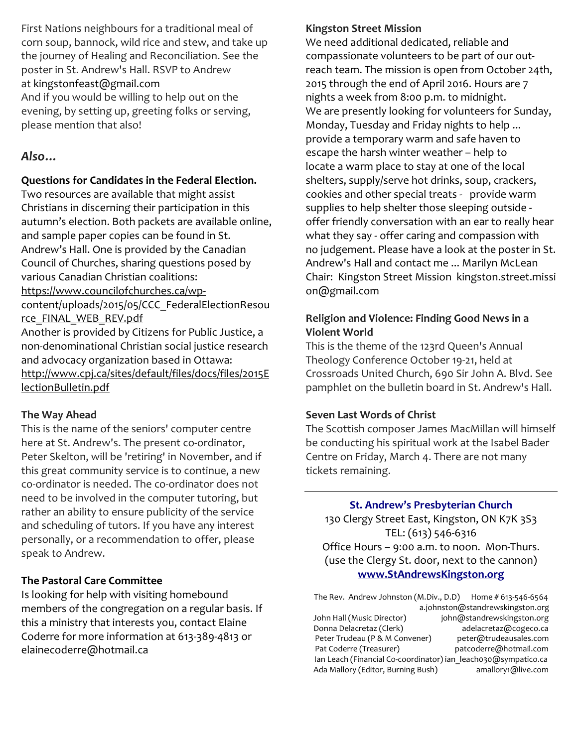First Nations neighbours for a traditional meal of corn soup, bannock, wild rice and stew, and take up the journey of Healing and Reconciliation. See the poster in St. Andrew's Hall. RSVP to Andrew at kingstonfeast@gmail.com
And if you would be willing to help out on the evening, by setting up, greeting folks or serving, please mention that also!

## *Also…*

**Questions for Candidates in the Federal Election.**
Two resources are available that might assist Christians in discerning their participation in this autumn's election. Both packets are available online, and sample paper copies can be found in St. Andrew's Hall. One is provided by the Canadian Council of Churches, sharing questions posed by various Canadian Christian coalitions:
https://www.councilofchurches.ca/wp-content/uploads/2015/05/CCC_FederalElectionResource_FINAL_WEB_REV.pdf
Another is provided by Citizens for Public Justice, a non-denominational Christian social justice research and advocacy organization based in Ottawa:
http://www.cpj.ca/sites/default/files/docs/files/2015ElectionBulletin.pdf

**The Way Ahead**
This is the name of the seniors' computer centre here at St. Andrew's. The present co-ordinator, Peter Skelton, will be 'retiring' in November, and if this great community service is to continue, a new co-ordinator is needed. The co-ordinator does not need to be involved in the computer tutoring, but rather an ability to ensure publicity of the service and scheduling of tutors. If you have any interest personally, or a recommendation to offer, please speak to Andrew.

**The Pastoral Care Committee**
Is looking for help with visiting homebound members of the congregation on a regular basis. If this a ministry that interests you, contact Elaine Coderre for more information at 613-389-4813 or elainecoderre@hotmail.ca

**Kingston Street Mission**
We need additional dedicated, reliable and compassionate volunteers to be part of our out-reach team. The mission is open from October 24th, 2015 through the end of April 2016. Hours are 7 nights a week from 8:00 p.m. to midnight.
We are presently looking for volunteers for Sunday, Monday, Tuesday and Friday nights to help ... provide a temporary warm and safe haven to escape the harsh winter weather – help to locate a warm place to stay at one of the local shelters, supply/serve hot drinks, soup, crackers, cookies and other special treats - provide warm supplies to help shelter those sleeping outside - offer friendly conversation with an ear to really hear what they say - offer caring and compassion with no judgement. Please have a look at the poster in St. Andrew's Hall and contact me ... Marilyn McLean Chair: Kingston Street Mission kingston.street.mission@gmail.com

**Religion and Violence: Finding Good News in a Violent World**
This is the theme of the 123rd Queen's Annual Theology Conference October 19-21, held at Crossroads United Church, 690 Sir John A. Blvd. See pamphlet on the bulletin board in St. Andrew's Hall.

**Seven Last Words of Christ**
The Scottish composer James MacMillan will himself be conducting his spiritual work at the Isabel Bader Centre on Friday, March 4. There are not many tickets remaining.

---

**St. Andrew's Presbyterian Church**
130 Clergy Street East, Kingston, ON K7K 3S3
TEL: (613) 546-6316
Office Hours – 9:00 a.m. to noon. Mon-Thurs.
(use the Clergy St. door, next to the cannon)
**www.StAndrewsKingston.org**

The Rev. Andrew Johnston (M.Div., D.D) Home # 613-546-6564 a.johnston@standrewskingston.org
John Hall (Music Director) john@standrewskingston.org
Donna Delacretaz (Clerk) adelacretaz@cogeco.ca
Peter Trudeau (P & M Convener) peter@trudeausales.com
Pat Coderre (Treasurer) patcoderre@hotmail.com
Ian Leach (Financial Co-coordinator) ian_leach030@sympatico.ca
Ada Mallory (Editor, Burning Bush) amallory1@live.com